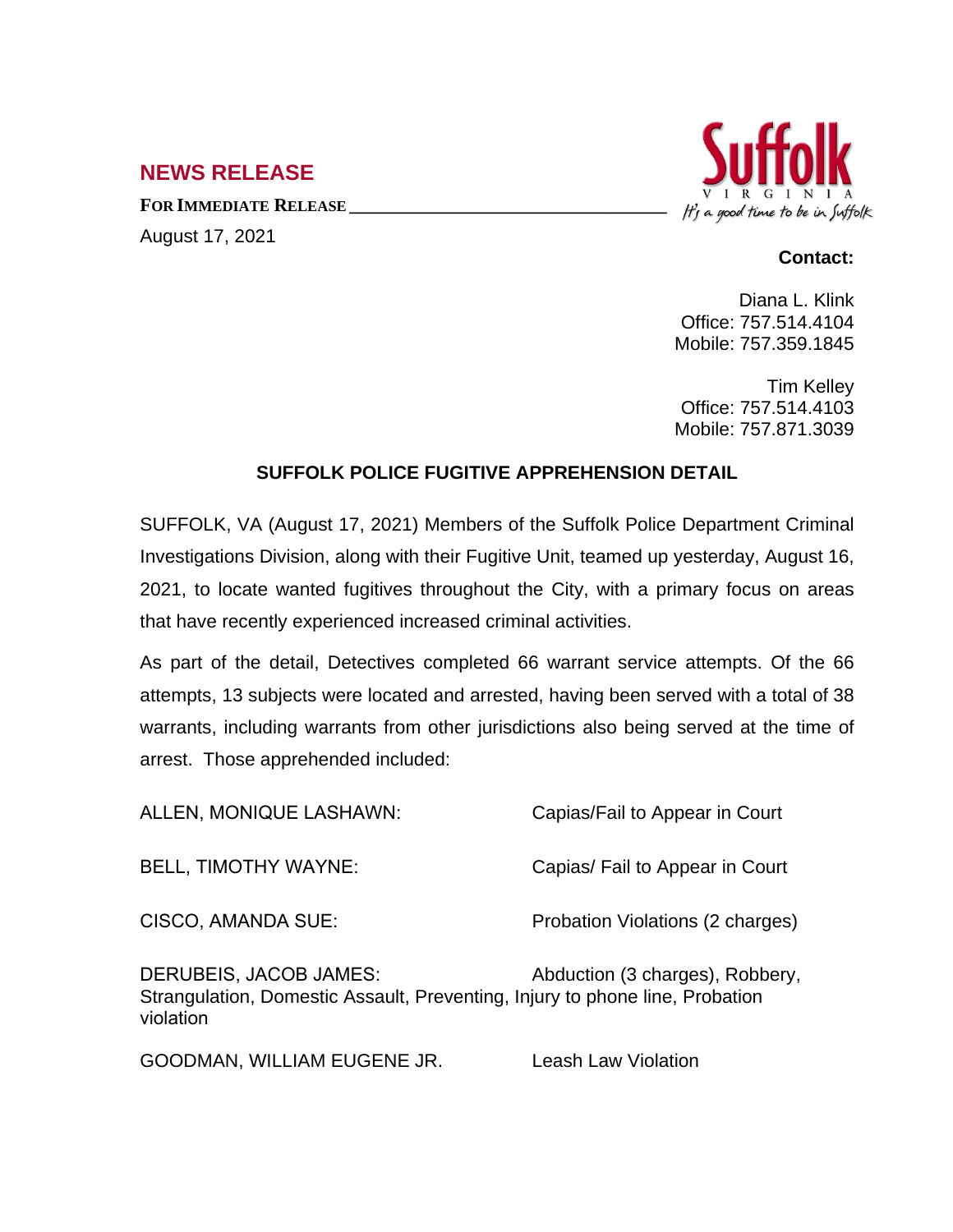## NEWS RELEASE

**FOR IMMEDIATE RELEASE**

August 17, 2021

**Contact:**

Diana L. Klink
Office: 757.514.4104
Mobile: 757.359.1845

Tim Kelley
Office: 757.514.4103
Mobile: 757.871.3039

### SUFFOLK POLICE FUGITIVE APPREHENSION DETAIL

SUFFOLK, VA (August 17, 2021) Members of the Suffolk Police Department Criminal Investigations Division, along with their Fugitive Unit, teamed up yesterday, August 16, 2021, to locate wanted fugitives throughout the City, with a primary focus on areas that have recently experienced increased criminal activities.

As part of the detail, Detectives completed 66 warrant service attempts. Of the 66 attempts, 13 subjects were located and arrested, having been served with a total of 38 warrants, including warrants from other jurisdictions also being served at the time of arrest. Those apprehended included:

ALLEN, MONIQUE LASHAWN: Capias/Fail to Appear in Court

BELL, TIMOTHY WAYNE: Capias/ Fail to Appear in Court

CISCO, AMANDA SUE: Probation Violations (2 charges)

DERUBEIS, JACOB JAMES: Abduction (3 charges), Robbery, Strangulation, Domestic Assault, Preventing, Injury to phone line, Probation violation

GOODMAN, WILLIAM EUGENE JR. Leash Law Violation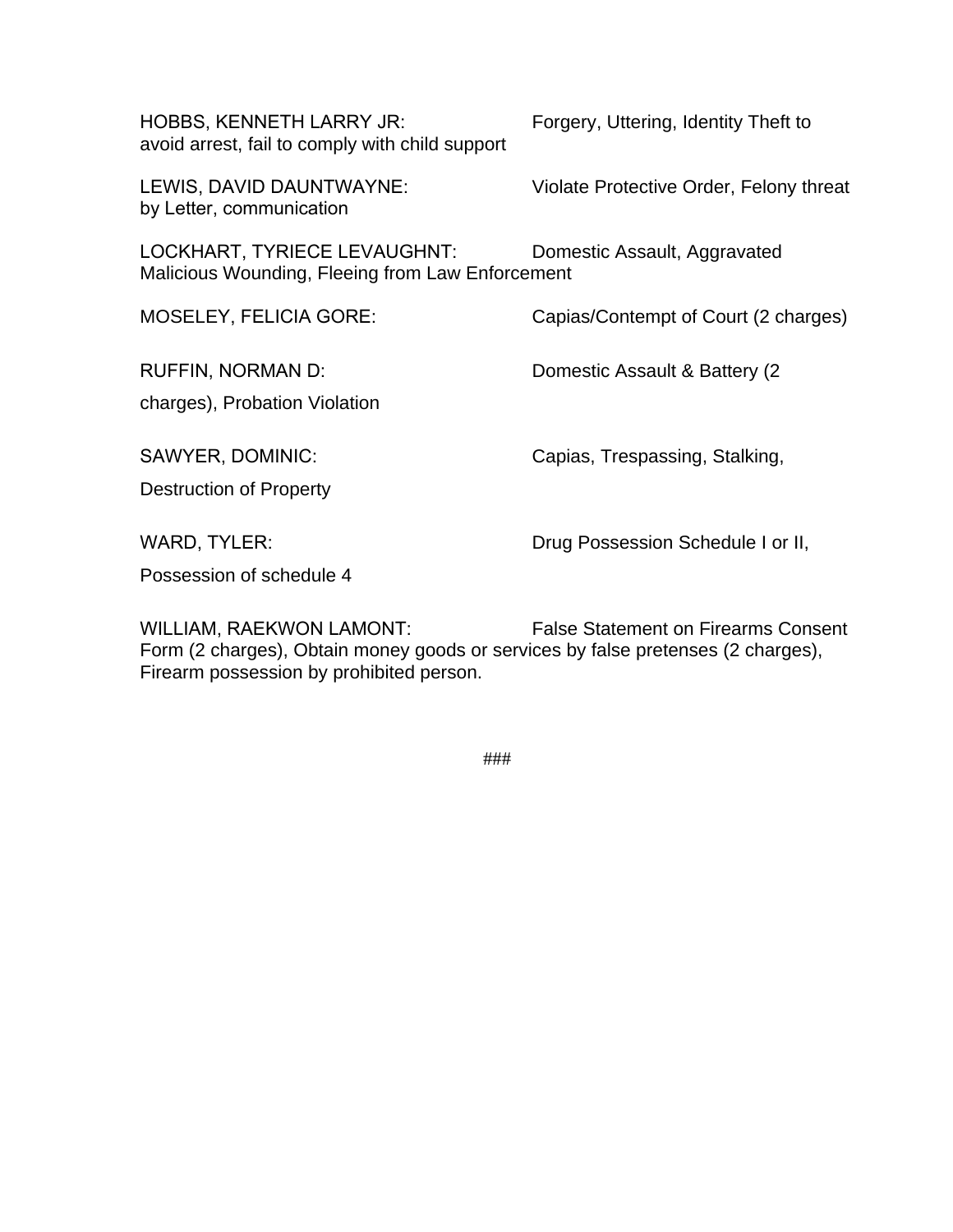HOBBS, KENNETH LARRY JR: Forgery, Uttering, Identity Theft to avoid arrest, fail to comply with child support

LEWIS, DAVID DAUNTWAYNE: Violate Protective Order, Felony threat by Letter, communication

LOCKHART, TYRIECE LEVAUGHNT: Domestic Assault, Aggravated Malicious Wounding, Fleeing from Law Enforcement

MOSELEY, FELICIA GORE: Capias/Contempt of Court (2 charges)

RUFFIN, NORMAN D: Domestic Assault & Battery (2 charges), Probation Violation

SAWYER, DOMINIC: Capias, Trespassing, Stalking, Destruction of Property

WARD, TYLER: Drug Possession Schedule I or II, Possession of schedule 4

WILLIAM, RAEKWON LAMONT: False Statement on Firearms Consent Form (2 charges), Obtain money goods or services by false pretenses (2 charges), Firearm possession by prohibited person.

###